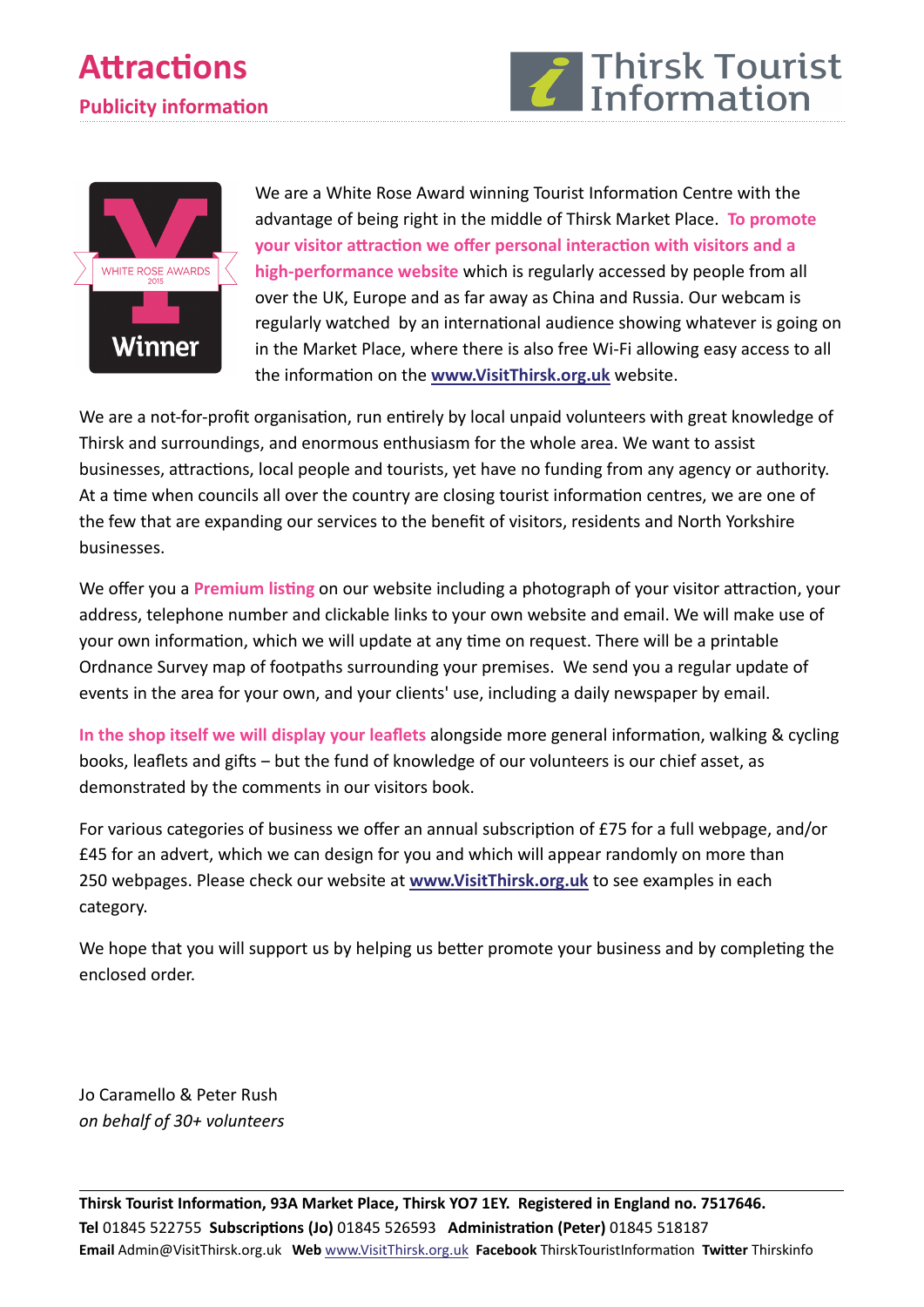# Attractions

## Publicity information

Thirsk Tourist Information

WHITE ROSE AWARDS 2015 Winner

We are a White Rose Award winning Tourist Information Centre with the advantage of being right in the middle of Thirsk Market Place. **To promote your visitor attraction we offer personal interaction with visitors and a high-performance website** which is regularly accessed by people from all over the UK, Europe and as far away as China and Russia. Our webcam is regularly watched by an international audience showing whatever is going on in the Market Place, where there is also free Wi-Fi allowing easy access to all the information on the **www.VisitThirsk.org.uk** website.

We are a not-for-profit organisation, run entirely by local unpaid volunteers with great knowledge of Thirsk and surroundings, and enormous enthusiasm for the whole area. We want to assist businesses, attractions, local people and tourists, yet have no funding from any agency or authority. At a time when councils all over the country are closing tourist information centres, we are one of the few that are expanding our services to the benefit of visitors, residents and North Yorkshire businesses.

We offer you a **Premium listing** on our website including a photograph of your visitor attraction, your address, telephone number and clickable links to your own website and email. We will make use of your own information, which we will update at any time on request. There will be a printable Ordnance Survey map of footpaths surrounding your premises. We send you a regular update of events in the area for your own, and your clients' use, including a daily newspaper by email.

**In the shop itself we will display your leaflets** alongside more general information, walking & cycling books, leaflets and gifts – but the fund of knowledge of our volunteers is our chief asset, as demonstrated by the comments in our visitors book.

For various categories of business we offer an annual subscription of £75 for a full webpage, and/or £45 for an advert, which we can design for you and which will appear randomly on more than 250 webpages. Please check our website at **www.VisitThirsk.org.uk** to see examples in each category.

We hope that you will support us by helping us better promote your business and by completing the enclosed order.

Jo Caramello & Peter Rush
*on behalf of 30+ volunteers*

**Thirsk Tourist Information, 93A Market Place, Thirsk YO7 1EY. Registered in England no. 7517646.**
**Tel** 01845 522755 **Subscriptions (Jo)** 01845 526593 **Administration (Peter)** 01845 518187
**Email** Admin@VisitThirsk.org.uk **Web** www.VisitThirsk.org.uk **Facebook** ThirskTouristInformation **Twitter** Thirskinfo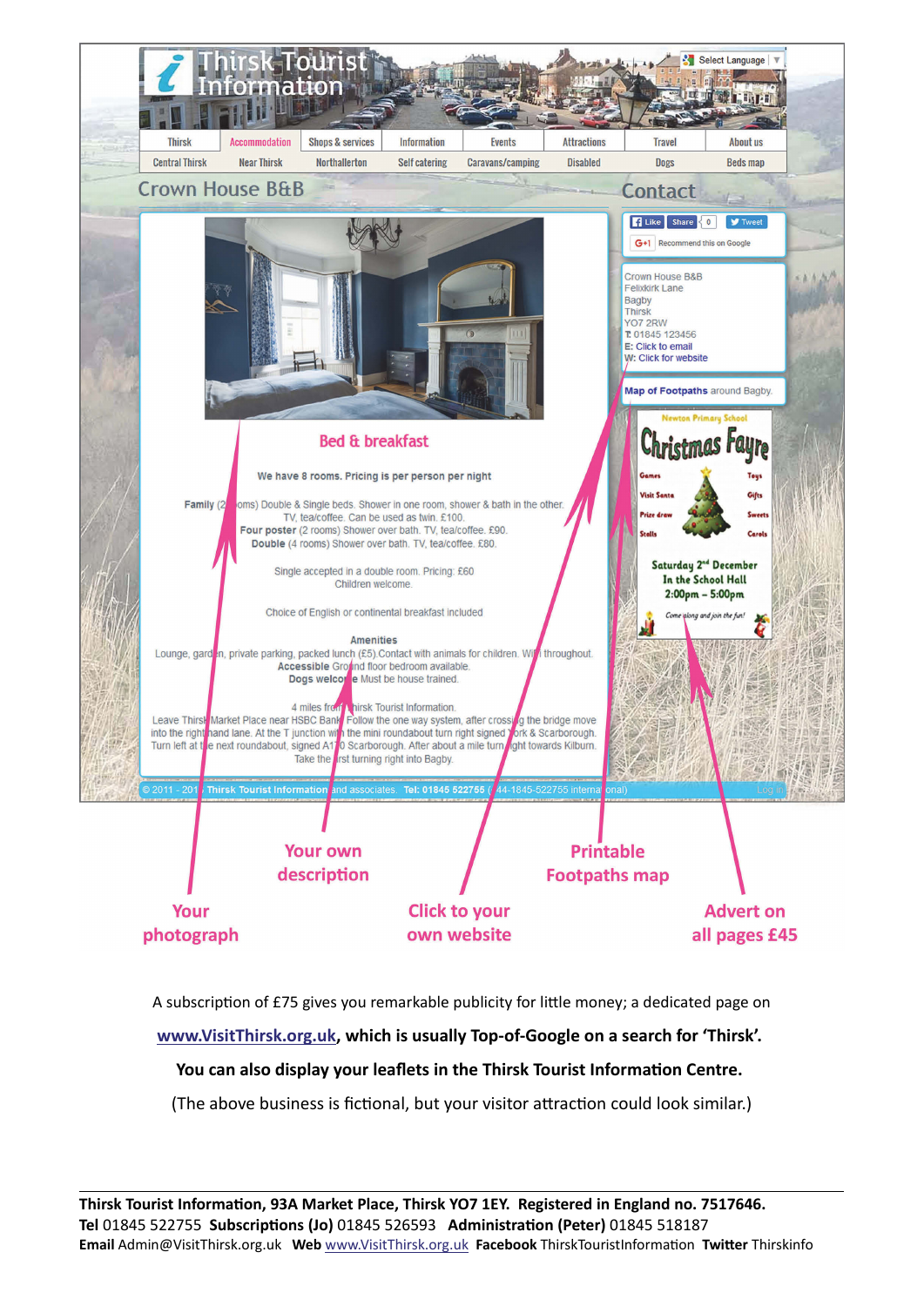Thirsk Tourist Information

Thirsk | Accommodation | Shops & services | Information | Events | Attractions | Travel | About us

Central Thirsk | Near Thirsk | Northallerton | Self catering | Caravans/camping | Disabled | Dogs | Beds map

## Crown House B&B

### Bed & breakfast

We have 8 rooms. Pricing is per person per night

**Family** (2 rooms) Double & Single beds. Shower in one room, shower & bath in the other. TV, tea/coffee. Can be used as twin. £100.
**Four poster** (2 rooms) Shower over bath. TV, tea/coffee. £90.
**Double** (4 rooms) Shower over bath. TV, tea/coffee. £80.

Single accepted in a double room. Pricing: £60
Children welcome.

Choice of English or continental breakfast included

**Amenities**
Lounge, garden, private parking, packed lunch (£5). Contact with animals for children. Wifi throughout.
**Accessible** Ground floor bedroom available.
**Dogs welcome** Must be house trained.

4 miles from Thirsk Tourist Information.
Leave Thirsk Market Place near HSBC Bank. Follow the one way system, after crossing the bridge move into the right hand lane. At the T junction with the mini roundabout turn right signed York & Scarborough. Turn left at the next roundabout, signed A170 Scarborough. After about a mile turn right towards Kilburn. Take the first turning right into Bagby.

## Contact

Crown House B&B
Felixkirk Lane
Bagby
Thirsk
YO7 2RW
T: 01845 123456
E: Click to email
W: Click for website

**Map of Footpaths** around Bagby.

Newton Primary School
Christmas Fayre
Games, Toys, Visit Santa, Gifts, Prize draw, Sweets, Stalls, Carols
Saturday 2nd December
In the School Hall
2:00pm – 5:00pm
Come along and join the fun!

© 2011 - 201 Thirsk Tourist Information and associates. Tel: 01845 522755 (+44-1845-522755 international)

Your photograph | Your own description | Click to your own website | Printable Footpaths map | Advert on all pages £45

A subscription of £75 gives you remarkable publicity for little money; a dedicated page on **www.VisitThirsk.org.uk, which is usually Top-of-Google on a search for 'Thirsk'.**

**You can also display your leaflets in the Thirsk Tourist Information Centre.**

(The above business is fictional, but your visitor attraction could look similar.)

**Thirsk Tourist Information, 93A Market Place, Thirsk YO7 1EY. Registered in England no. 7517646.**
**Tel** 01845 522755 **Subscriptions (Jo)** 01845 526593 **Administration (Peter)** 01845 518187
**Email** Admin@VisitThirsk.org.uk **Web** www.VisitThirsk.org.uk **Facebook** ThirskTouristInformation **Twitter** Thirskinfo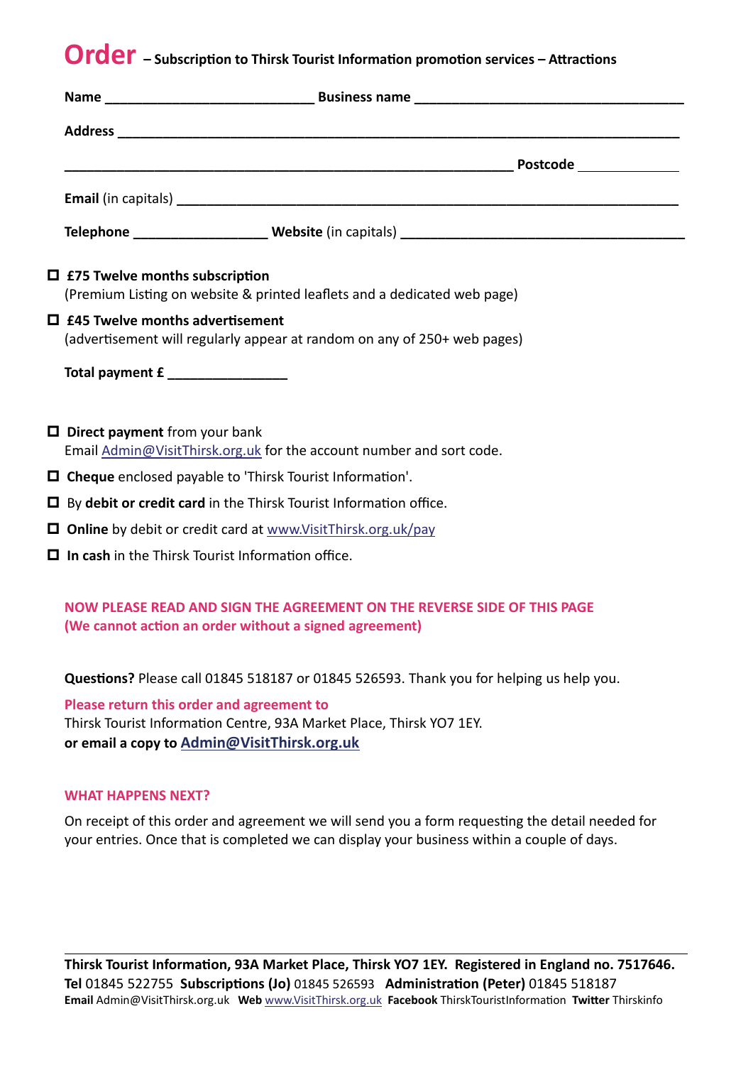# Order – Subscription to Thirsk Tourist Information promotion services – Attractions

**Name** ____________________________ **Business name** ____________________________________

**Address** ________________________________________________________________________

____________________________________________________________ **Postcode** _____________

**Email** (in capitals) ____________________________________________________________

**Telephone** __________________ **Website** (in capitals) ______________________________________

- ☐ **£75 Twelve months subscription**
  (Premium Listing on website & printed leaflets and a dedicated web page)
- ☐ **£45 Twelve months advertisement**
  (advertisement will regularly appear at random on any of 250+ web pages)

**Total payment £** ________________

- ☐ **Direct payment** from your bank
  Email Admin@VisitThirsk.org.uk for the account number and sort code.
- ☐ **Cheque** enclosed payable to 'Thirsk Tourist Information'.
- ☐ By **debit or credit card** in the Thirsk Tourist Information office.
- ☐ **Online** by debit or credit card at www.VisitThirsk.org.uk/pay
- ☐ **In cash** in the Thirsk Tourist Information office.

**NOW PLEASE READ AND SIGN THE AGREEMENT ON THE REVERSE SIDE OF THIS PAGE**
**(We cannot action an order without a signed agreement)**

**Questions?** Please call 01845 518187 or 01845 526593. Thank you for helping us help you.

**Please return this order and agreement to**
Thirsk Tourist Information Centre, 93A Market Place, Thirsk YO7 1EY.
**or email a copy to Admin@VisitThirsk.org.uk**

**WHAT HAPPENS NEXT?**

On receipt of this order and agreement we will send you a form requesting the detail needed for your entries. Once that is completed we can display your business within a couple of days.

**Thirsk Tourist Information, 93A Market Place, Thirsk YO7 1EY. Registered in England no. 7517646.**
**Tel** 01845 522755 **Subscriptions (Jo)** 01845 526593 **Administration (Peter)** 01845 518187
**Email** Admin@VisitThirsk.org.uk **Web** www.VisitThirsk.org.uk **Facebook** ThirskTouristInformation **Twitter** Thirskinfo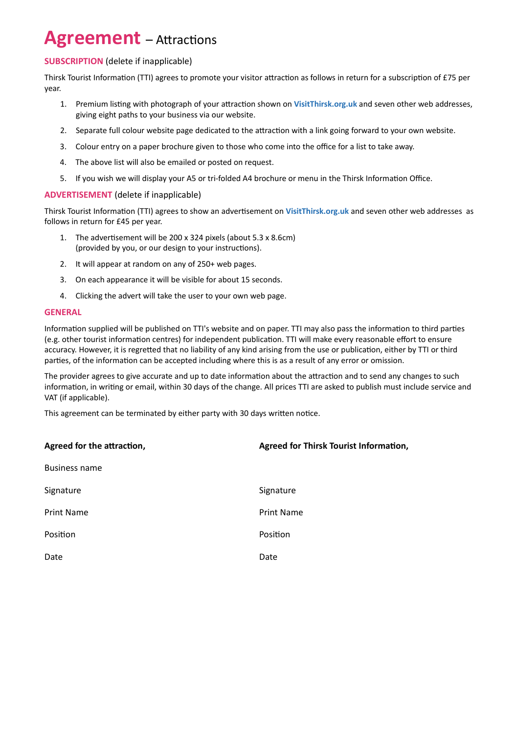# Agreement – Attractions

**SUBSCRIPTION** (delete if inapplicable)

Thirsk Tourist Information (TTI) agrees to promote your visitor attraction as follows in return for a subscription of £75 per year.

1. Premium listing with photograph of your attraction shown on **VisitThirsk.org.uk** and seven other web addresses, giving eight paths to your business via our website.
2. Separate full colour website page dedicated to the attraction with a link going forward to your own website.
3. Colour entry on a paper brochure given to those who come into the office for a list to take away.
4. The above list will also be emailed or posted on request.
5. If you wish we will display your A5 or tri-folded A4 brochure or menu in the Thirsk Information Office.

**ADVERTISEMENT** (delete if inapplicable)

Thirsk Tourist Information (TTI) agrees to show an advertisement on **VisitThirsk.org.uk** and seven other web addresses as follows in return for £45 per year.

1. The advertisement will be 200 x 324 pixels (about 5.3 x 8.6cm) (provided by you, or our design to your instructions).
2. It will appear at random on any of 250+ web pages.
3. On each appearance it will be visible for about 15 seconds.
4. Clicking the advert will take the user to your own web page.

**GENERAL**

Information supplied will be published on TTI's website and on paper. TTI may also pass the information to third parties (e.g. other tourist information centres) for independent publication. TTI will make every reasonable effort to ensure accuracy. However, it is regretted that no liability of any kind arising from the use or publication, either by TTI or third parties, of the information can be accepted including where this is as a result of any error or omission.

The provider agrees to give accurate and up to date information about the attraction and to send any changes to such information, in writing or email, within 30 days of the change. All prices TTI are asked to publish must include service and VAT (if applicable).

This agreement can be terminated by either party with 30 days written notice.

| **Agreed for the attraction,** | **Agreed for Thirsk Tourist Information,** |
|---|---|
| Business name | |
| Signature | Signature |
| Print Name | Print Name |
| Position | Position |
| Date | Date |